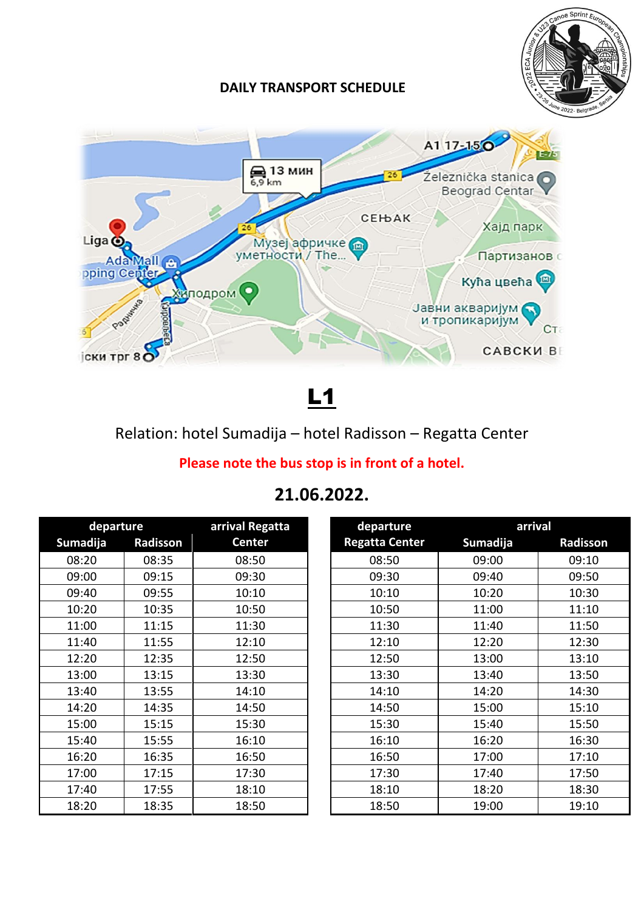# DAILY TRANSPORT SCHEDULE

# L1

Relation: hotel Sumadija – hotel Radisson – Regatta Center

**Please note the bus stop is in front of a hotel.**

## 21.06.2022.

| departure | | arrival Regatta Center |
|---|---|---|
| Sumadija | Radisson | |
| 08:20 | 08:35 | 08:50 |
| 09:00 | 09:15 | 09:30 |
| 09:40 | 09:55 | 10:10 |
| 10:20 | 10:35 | 10:50 |
| 11:00 | 11:15 | 11:30 |
| 11:40 | 11:55 | 12:10 |
| 12:20 | 12:35 | 12:50 |
| 13:00 | 13:15 | 13:30 |
| 13:40 | 13:55 | 14:10 |
| 14:20 | 14:35 | 14:50 |
| 15:00 | 15:15 | 15:30 |
| 15:40 | 15:55 | 16:10 |
| 16:20 | 16:35 | 16:50 |
| 17:00 | 17:15 | 17:30 |
| 17:40 | 17:55 | 18:10 |
| 18:20 | 18:35 | 18:50 |

| departure | arrival | |
|---|---|---|
| Regatta Center | Sumadija | Radisson |
| 08:50 | 09:00 | 09:10 |
| 09:30 | 09:40 | 09:50 |
| 10:10 | 10:20 | 10:30 |
| 10:50 | 11:00 | 11:10 |
| 11:30 | 11:40 | 11:50 |
| 12:10 | 12:20 | 12:30 |
| 12:50 | 13:00 | 13:10 |
| 13:30 | 13:40 | 13:50 |
| 14:10 | 14:20 | 14:30 |
| 14:50 | 15:00 | 15:10 |
| 15:30 | 15:40 | 15:50 |
| 16:10 | 16:20 | 16:30 |
| 16:50 | 17:00 | 17:10 |
| 17:30 | 17:40 | 17:50 |
| 18:10 | 18:20 | 18:30 |
| 18:50 | 19:00 | 19:10 |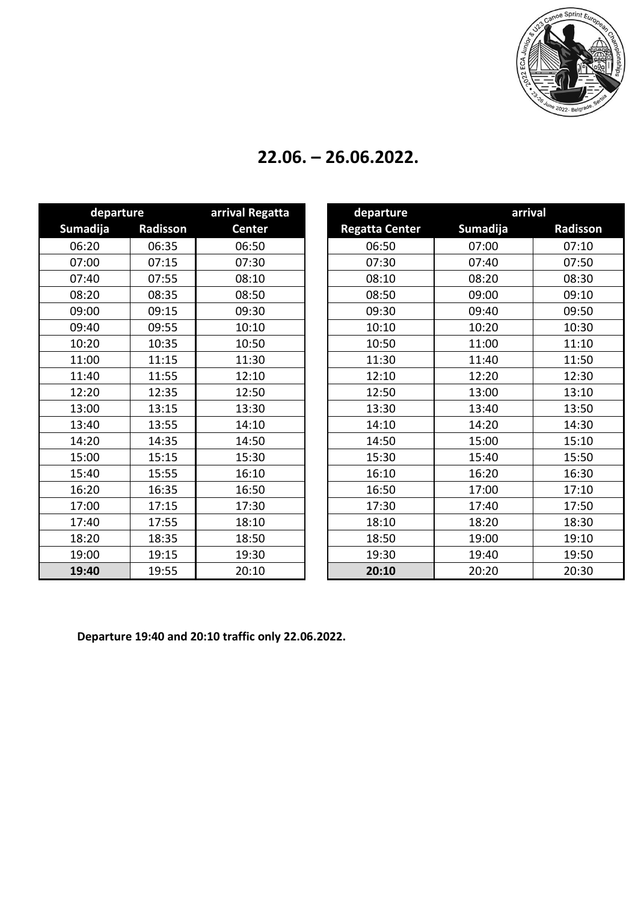## 22.06. – 26.06.2022.

| departure | | arrival Regatta |
|---|---|---|
| Sumadija | Radisson | Center |
| 06:20 | 06:35 | 06:50 |
| 07:00 | 07:15 | 07:30 |
| 07:40 | 07:55 | 08:10 |
| 08:20 | 08:35 | 08:50 |
| 09:00 | 09:15 | 09:30 |
| 09:40 | 09:55 | 10:10 |
| 10:20 | 10:35 | 10:50 |
| 11:00 | 11:15 | 11:30 |
| 11:40 | 11:55 | 12:10 |
| 12:20 | 12:35 | 12:50 |
| 13:00 | 13:15 | 13:30 |
| 13:40 | 13:55 | 14:10 |
| 14:20 | 14:35 | 14:50 |
| 15:00 | 15:15 | 15:30 |
| 15:40 | 15:55 | 16:10 |
| 16:20 | 16:35 | 16:50 |
| 17:00 | 17:15 | 17:30 |
| 17:40 | 17:55 | 18:10 |
| 18:20 | 18:35 | 18:50 |
| 19:00 | 19:15 | 19:30 |
| **19:40** | 19:55 | 20:10 |

| departure | arrival | |
|---|---|---|
| Regatta Center | Sumadija | Radisson |
| 06:50 | 07:00 | 07:10 |
| 07:30 | 07:40 | 07:50 |
| 08:10 | 08:20 | 08:30 |
| 08:50 | 09:00 | 09:10 |
| 09:30 | 09:40 | 09:50 |
| 10:10 | 10:20 | 10:30 |
| 10:50 | 11:00 | 11:10 |
| 11:30 | 11:40 | 11:50 |
| 12:10 | 12:20 | 12:30 |
| 12:50 | 13:00 | 13:10 |
| 13:30 | 13:40 | 13:50 |
| 14:10 | 14:20 | 14:30 |
| 14:50 | 15:00 | 15:10 |
| 15:30 | 15:40 | 15:50 |
| 16:10 | 16:20 | 16:30 |
| 16:50 | 17:00 | 17:10 |
| 17:30 | 17:40 | 17:50 |
| 18:10 | 18:20 | 18:30 |
| 18:50 | 19:00 | 19:10 |
| 19:30 | 19:40 | 19:50 |
| **20:10** | 20:20 | 20:30 |

**Departure 19:40 and 20:10 traffic only 22.06.2022.**